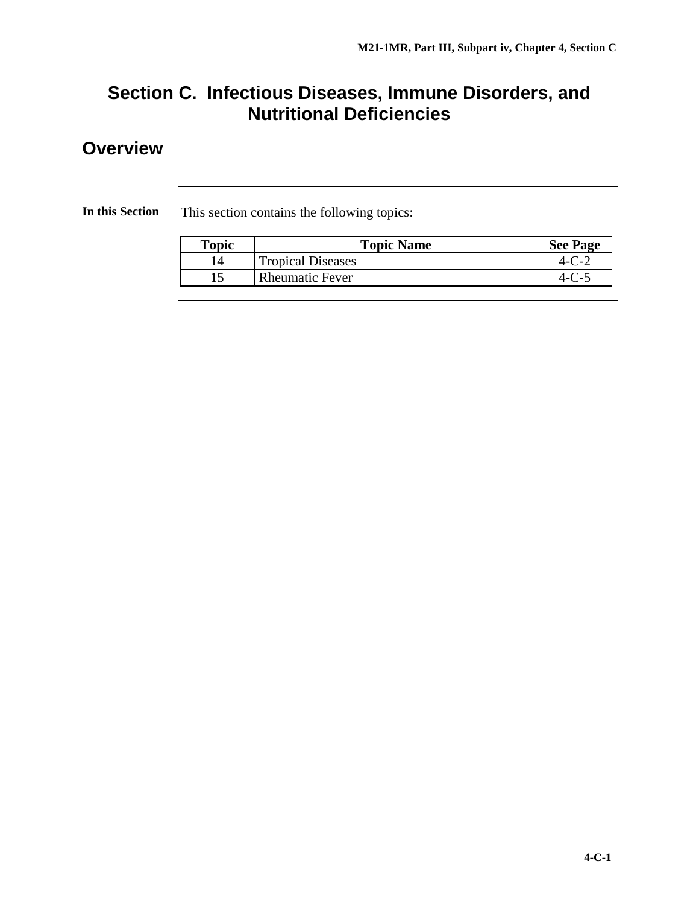# Section C. Infectious Diseases, Immune Disorders, and Nutritional Deficiencies

## Overview

**In this Section**

This section contains the following topics:

| Topic | Topic Name | See Page |
|---|---|---|
| 14 | Tropical Diseases | 4-C-2 |
| 15 | Rheumatic Fever | 4-C-5 |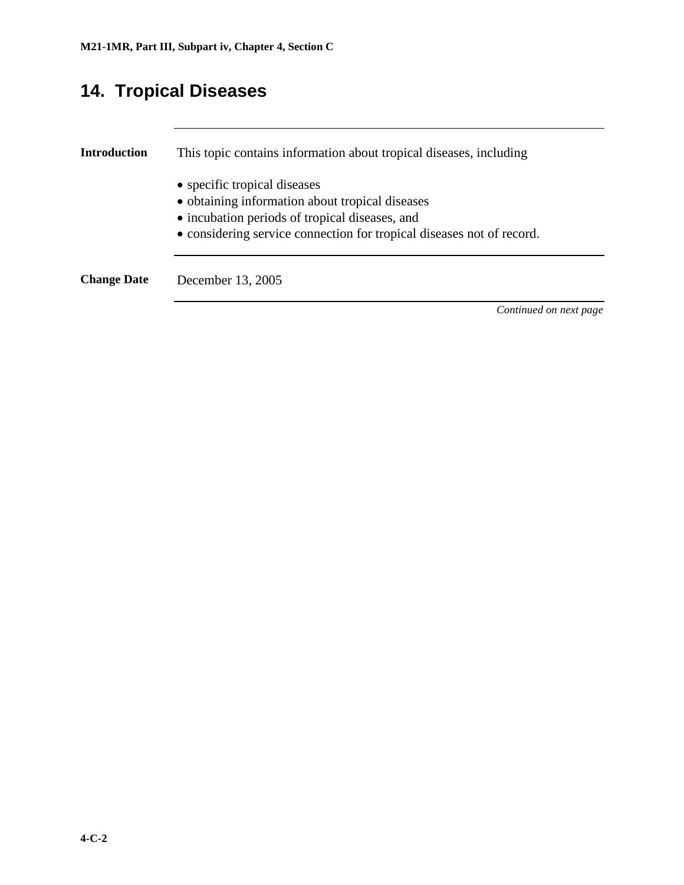## 14. Tropical Diseases

---

**Introduction**

This topic contains information about tropical diseases, including

- specific tropical diseases
- obtaining information about tropical diseases
- incubation periods of tropical diseases, and
- considering service connection for tropical diseases not of record.

---

**Change Date**

December 13, 2005

---

*Continued on next page*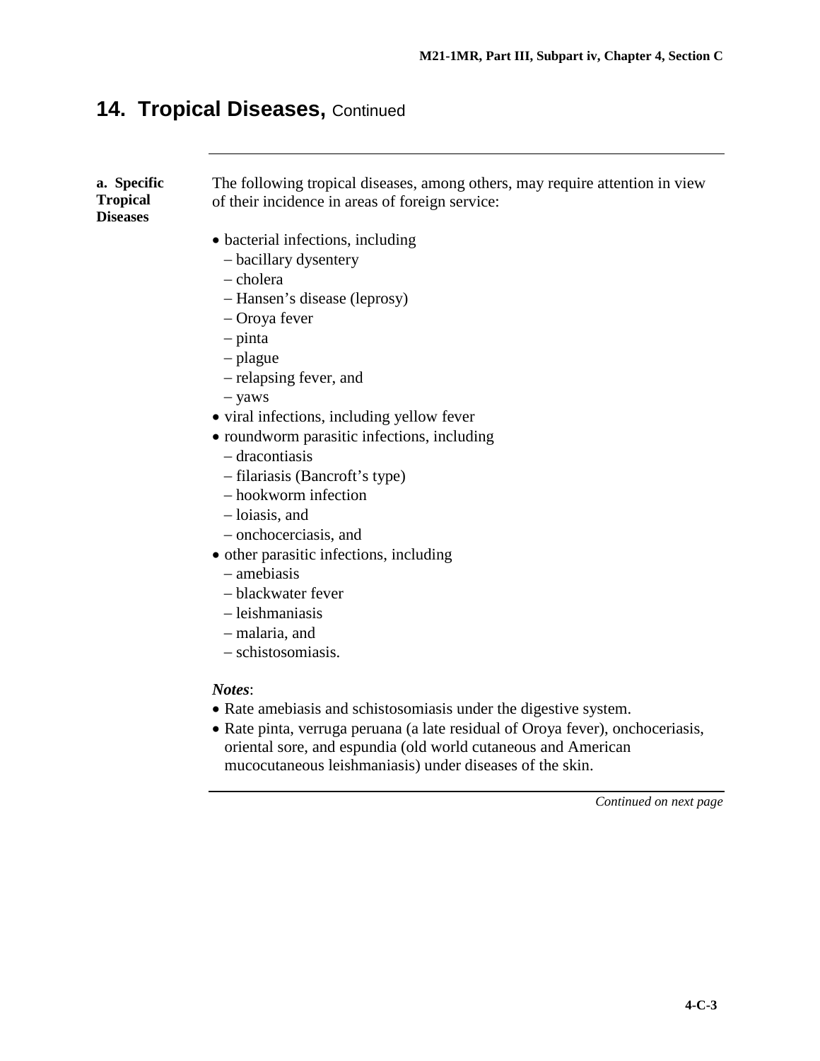## 14. Tropical Diseases, Continued

**a. Specific Tropical Diseases**

The following tropical diseases, among others, may require attention in view of their incidence in areas of foreign service:

- bacterial infections, including
  - bacillary dysentery
  - cholera
  - Hansen's disease (leprosy)
  - Oroya fever
  - pinta
  - plague
  - relapsing fever, and
  - yaws
- viral infections, including yellow fever
- roundworm parasitic infections, including
  - dracontiasis
  - filariasis (Bancroft's type)
  - hookworm infection
  - loiasis, and
  - onchocerciasis, and
- other parasitic infections, including
  - amebiasis
  - blackwater fever
  - leishmaniasis
  - malaria, and
  - schistosomiasis.

***Notes***:

- Rate amebiasis and schistosomiasis under the digestive system.
- Rate pinta, verruga peruana (a late residual of Oroya fever), onchoceriasis, oriental sore, and espundia (old world cutaneous and American mucocutaneous leishmaniasis) under diseases of the skin.

*Continued on next page*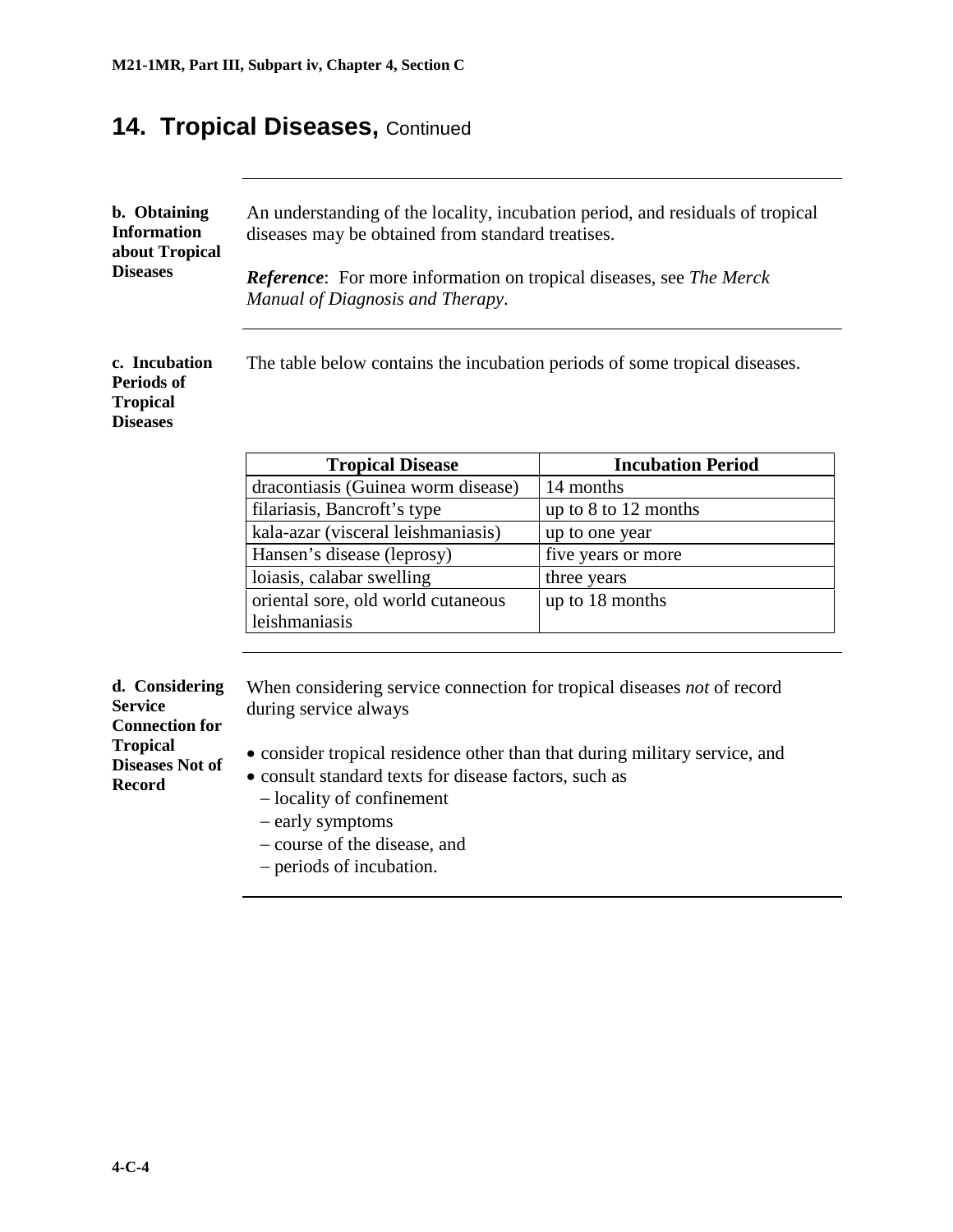## 14. Tropical Diseases, Continued

**b. Obtaining Information about Tropical Diseases**

An understanding of the locality, incubation period, and residuals of tropical diseases may be obtained from standard treatises.

***Reference***: For more information on tropical diseases, see *The Merck Manual of Diagnosis and Therapy*.

**c. Incubation Periods of Tropical Diseases**

The table below contains the incubation periods of some tropical diseases.

| Tropical Disease | Incubation Period |
|---|---|
| dracontiasis (Guinea worm disease) | 14 months |
| filariasis, Bancroft's type | up to 8 to 12 months |
| kala-azar (visceral leishmaniasis) | up to one year |
| Hansen's disease (leprosy) | five years or more |
| loiasis, calabar swelling | three years |
| oriental sore, old world cutaneous leishmaniasis | up to 18 months |

**d. Considering Service Connection for Tropical Diseases Not of Record**

When considering service connection for tropical diseases *not* of record during service always

- consider tropical residence other than that during military service, and
- consult standard texts for disease factors, such as
  - locality of confinement
  - early symptoms
  - course of the disease, and
  - periods of incubation.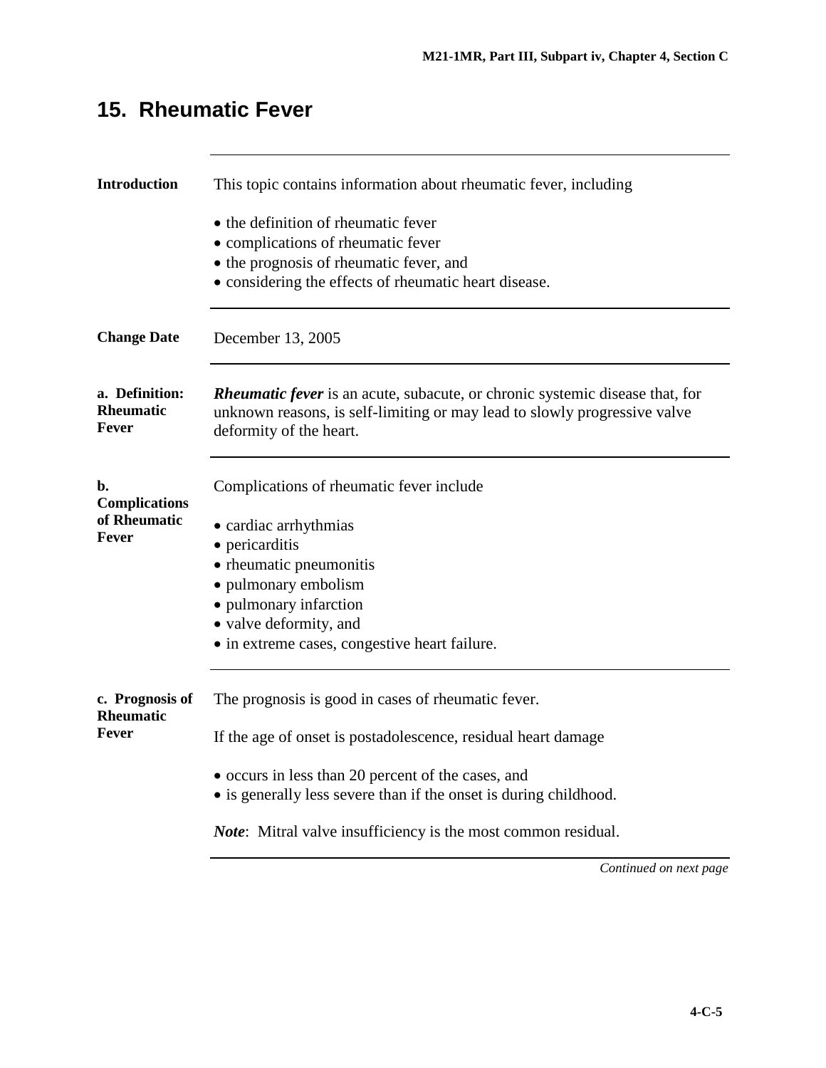## 15. Rheumatic Fever

**Introduction**

This topic contains information about rheumatic fever, including

- the definition of rheumatic fever
- complications of rheumatic fever
- the prognosis of rheumatic fever, and
- considering the effects of rheumatic heart disease.

**Change Date**

December 13, 2005

**a. Definition: Rheumatic Fever**

***Rheumatic fever*** is an acute, subacute, or chronic systemic disease that, for unknown reasons, is self-limiting or may lead to slowly progressive valve deformity of the heart.

**b. Complications of Rheumatic Fever**

Complications of rheumatic fever include

- cardiac arrhythmias
- pericarditis
- rheumatic pneumonitis
- pulmonary embolism
- pulmonary infarction
- valve deformity, and
- in extreme cases, congestive heart failure.

**c. Prognosis of Rheumatic Fever**

The prognosis is good in cases of rheumatic fever.

If the age of onset is postadolescence, residual heart damage

- occurs in less than 20 percent of the cases, and
- is generally less severe than if the onset is during childhood.

***Note***: Mitral valve insufficiency is the most common residual.

*Continued on next page*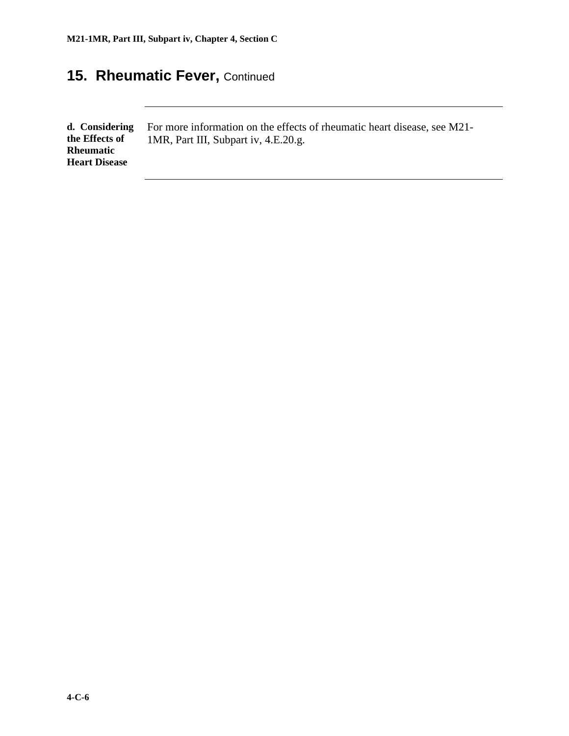## 15. Rheumatic Fever, Continued

---

**d. Considering the Effects of Rheumatic Heart Disease**

For more information on the effects of rheumatic heart disease, see M21-1MR, Part III, Subpart iv, 4.E.20.g.

---